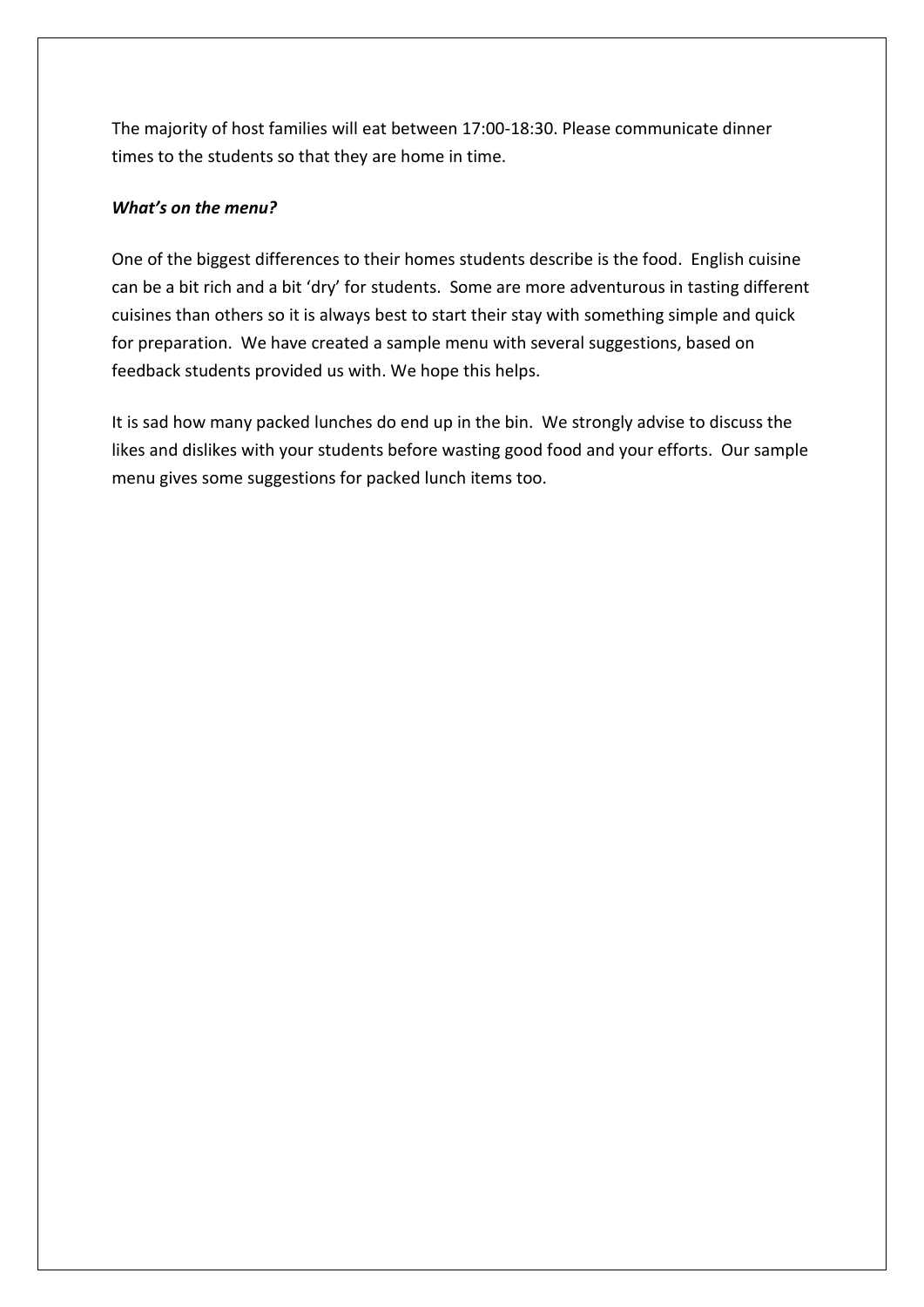The majority of host families will eat between 17:00-18:30. Please communicate dinner times to the students so that they are home in time.

***What's on the menu?***

One of the biggest differences to their homes students describe is the food. English cuisine can be a bit rich and a bit 'dry' for students. Some are more adventurous in tasting different cuisines than others so it is always best to start their stay with something simple and quick for preparation. We have created a sample menu with several suggestions, based on feedback students provided us with. We hope this helps.

It is sad how many packed lunches do end up in the bin. We strongly advise to discuss the likes and dislikes with your students before wasting good food and your efforts. Our sample menu gives some suggestions for packed lunch items too.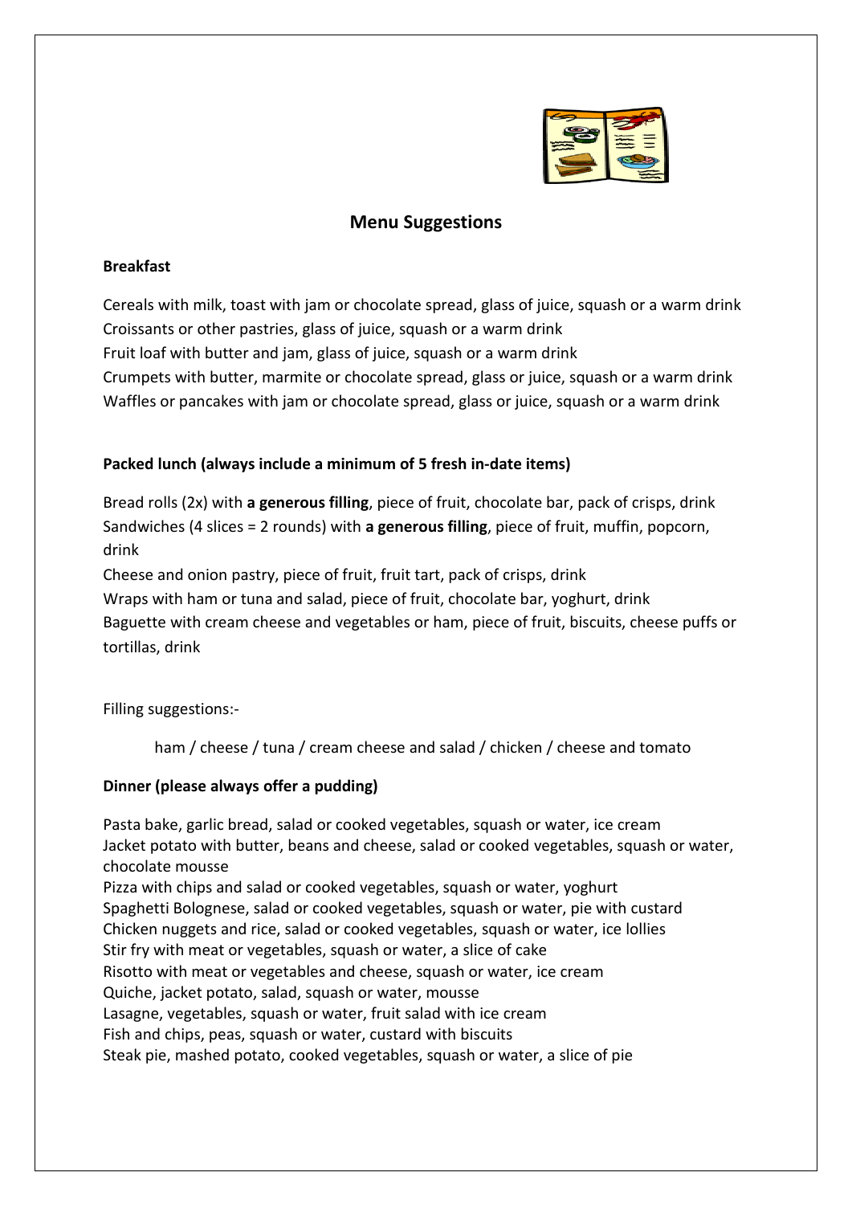## Menu Suggestions

**Breakfast**

Cereals with milk, toast with jam or chocolate spread, glass of juice, squash or a warm drink
Croissants or other pastries, glass of juice, squash or a warm drink
Fruit loaf with butter and jam, glass of juice, squash or a warm drink
Crumpets with butter, marmite or chocolate spread, glass or juice, squash or a warm drink
Waffles or pancakes with jam or chocolate spread, glass or juice, squash or a warm drink

**Packed lunch (always include a minimum of 5 fresh in-date items)**

Bread rolls (2x) with **a generous filling**, piece of fruit, chocolate bar, pack of crisps, drink
Sandwiches (4 slices = 2 rounds) with **a generous filling**, piece of fruit, muffin, popcorn, drink
Cheese and onion pastry, piece of fruit, fruit tart, pack of crisps, drink
Wraps with ham or tuna and salad, piece of fruit, chocolate bar, yoghurt, drink
Baguette with cream cheese and vegetables or ham, piece of fruit, biscuits, cheese puffs or tortillas, drink

Filling suggestions:-

ham / cheese / tuna / cream cheese and salad / chicken / cheese and tomato

**Dinner (please always offer a pudding)**

Pasta bake, garlic bread, salad or cooked vegetables, squash or water, ice cream
Jacket potato with butter, beans and cheese, salad or cooked vegetables, squash or water, chocolate mousse
Pizza with chips and salad or cooked vegetables, squash or water, yoghurt
Spaghetti Bolognese, salad or cooked vegetables, squash or water, pie with custard
Chicken nuggets and rice, salad or cooked vegetables, squash or water, ice lollies
Stir fry with meat or vegetables, squash or water, a slice of cake
Risotto with meat or vegetables and cheese, squash or water, ice cream
Quiche, jacket potato, salad, squash or water, mousse
Lasagne, vegetables, squash or water, fruit salad with ice cream
Fish and chips, peas, squash or water, custard with biscuits
Steak pie, mashed potato, cooked vegetables, squash or water, a slice of pie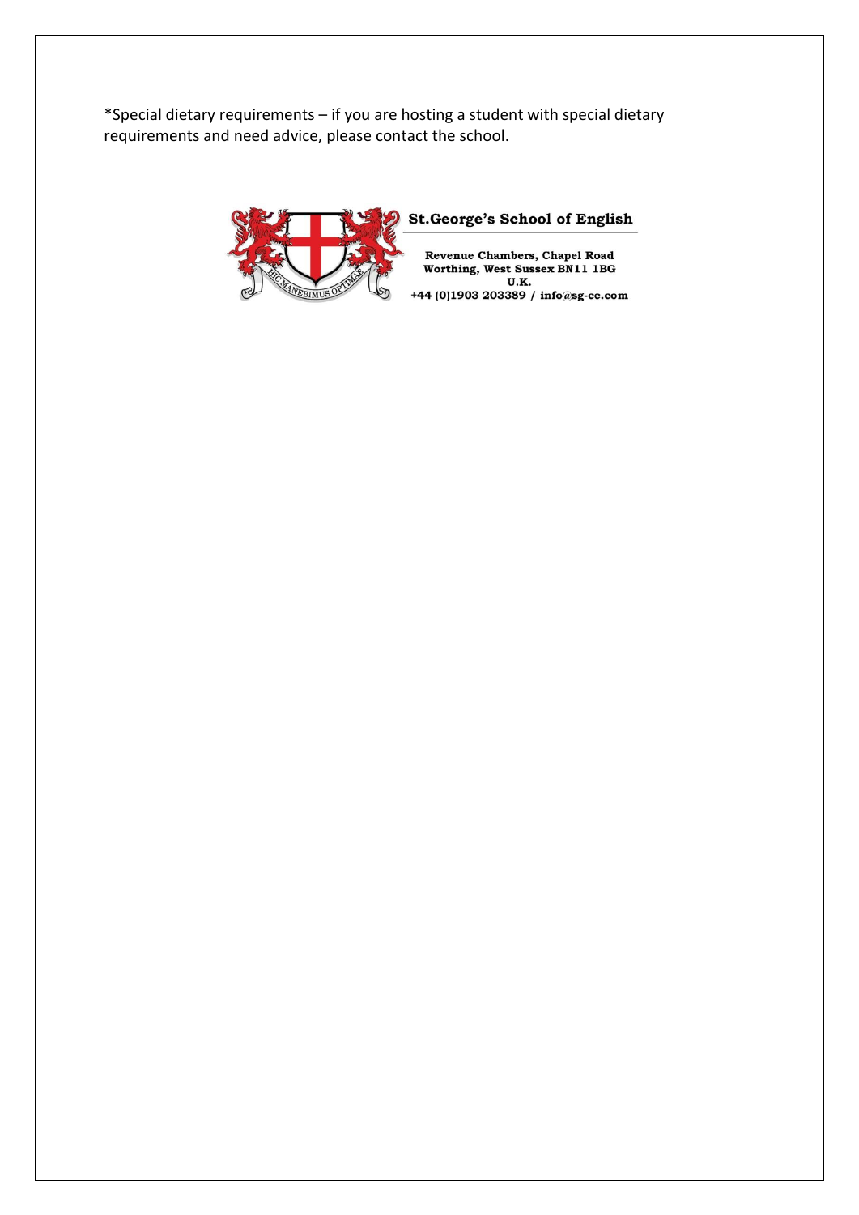*Special dietary requirements – if you are hosting a student with special dietary requirements and need advice, please contact the school.

**St.George's School of English**

Revenue Chambers, Chapel Road
Worthing, West Sussex BN11 1BG
U.K.
+44 (0)1903 203389 / info@sg-cc.com